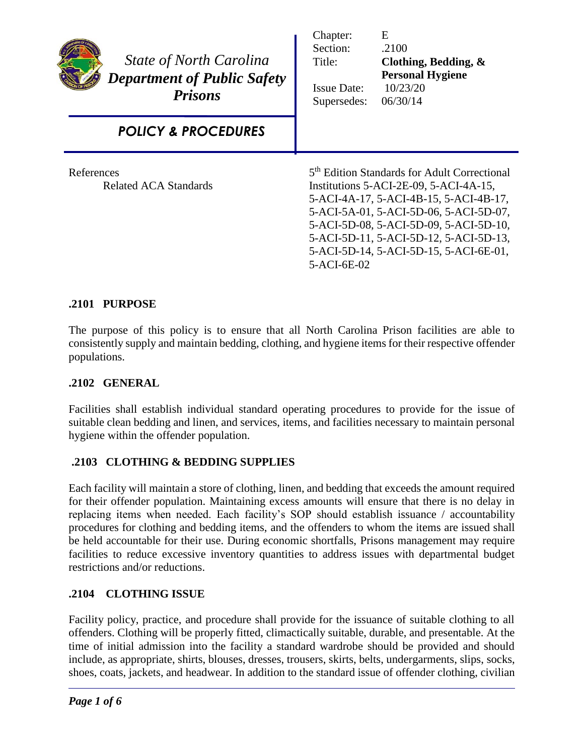*State of North Carolina*
***Department of Public Safety***
***Prisons***

***POLICY & PROCEDURES***

| | |
|---|---|
| Chapter: | E |
| Section: | .2100 |
| Title: | **Clothing, Bedding, & Personal Hygiene** |
| Issue Date: | 10/23/20 |
| Supersedes: | 06/30/14 |

References
Related ACA Standards — 5th Edition Standards for Adult Correctional Institutions 5-ACI-2E-09, 5-ACI-4A-15, 5-ACI-4A-17, 5-ACI-4B-15, 5-ACI-4B-17, 5-ACI-5A-01, 5-ACI-5D-06, 5-ACI-5D-07, 5-ACI-5D-08, 5-ACI-5D-09, 5-ACI-5D-10, 5-ACI-5D-11, 5-ACI-5D-12, 5-ACI-5D-13, 5-ACI-5D-14, 5-ACI-5D-15, 5-ACI-6E-01, 5-ACI-6E-02

## .2101 PURPOSE

The purpose of this policy is to ensure that all North Carolina Prison facilities are able to consistently supply and maintain bedding, clothing, and hygiene items for their respective offender populations.

## .2102 GENERAL

Facilities shall establish individual standard operating procedures to provide for the issue of suitable clean bedding and linen, and services, items, and facilities necessary to maintain personal hygiene within the offender population.

## .2103 CLOTHING & BEDDING SUPPLIES

Each facility will maintain a store of clothing, linen, and bedding that exceeds the amount required for their offender population. Maintaining excess amounts will ensure that there is no delay in replacing items when needed. Each facility's SOP should establish issuance / accountability procedures for clothing and bedding items, and the offenders to whom the items are issued shall be held accountable for their use. During economic shortfalls, Prisons management may require facilities to reduce excessive inventory quantities to address issues with departmental budget restrictions and/or reductions.

## .2104 CLOTHING ISSUE

Facility policy, practice, and procedure shall provide for the issuance of suitable clothing to all offenders. Clothing will be properly fitted, climactically suitable, durable, and presentable. At the time of initial admission into the facility a standard wardrobe should be provided and should include, as appropriate, shirts, blouses, dresses, trousers, skirts, belts, undergarments, slips, socks, shoes, coats, jackets, and headwear. In addition to the standard issue of offender clothing, civilian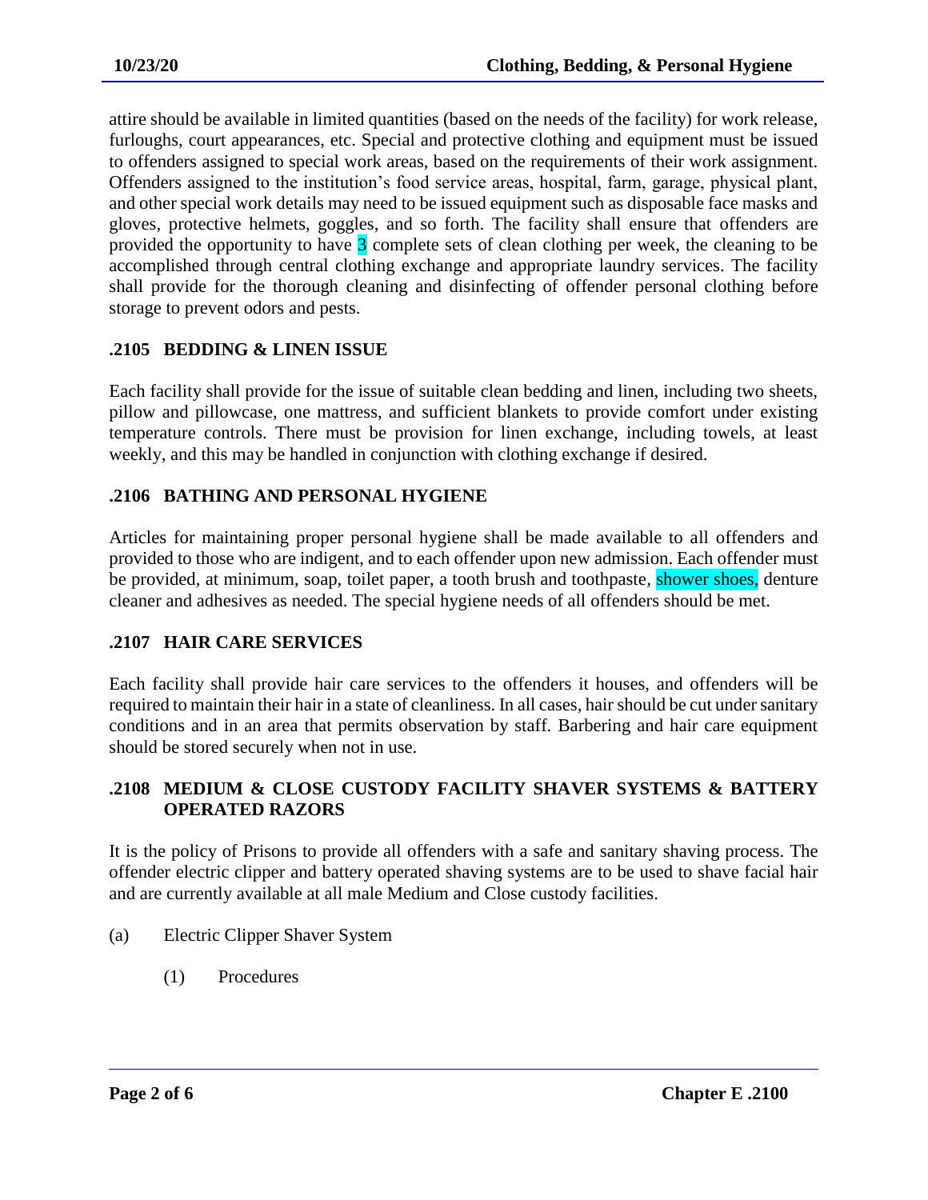attire should be available in limited quantities (based on the needs of the facility) for work release, furloughs, court appearances, etc. Special and protective clothing and equipment must be issued to offenders assigned to special work areas, based on the requirements of their work assignment. Offenders assigned to the institution's food service areas, hospital, farm, garage, physical plant, and other special work details may need to be issued equipment such as disposable face masks and gloves, protective helmets, goggles, and so forth. The facility shall ensure that offenders are provided the opportunity to have 3 complete sets of clean clothing per week, the cleaning to be accomplished through central clothing exchange and appropriate laundry services. The facility shall provide for the thorough cleaning and disinfecting of offender personal clothing before storage to prevent odors and pests.

### .2105 BEDDING & LINEN ISSUE

Each facility shall provide for the issue of suitable clean bedding and linen, including two sheets, pillow and pillowcase, one mattress, and sufficient blankets to provide comfort under existing temperature controls. There must be provision for linen exchange, including towels, at least weekly, and this may be handled in conjunction with clothing exchange if desired.

### .2106 BATHING AND PERSONAL HYGIENE

Articles for maintaining proper personal hygiene shall be made available to all offenders and provided to those who are indigent, and to each offender upon new admission. Each offender must be provided, at minimum, soap, toilet paper, a tooth brush and toothpaste, shower shoes, denture cleaner and adhesives as needed. The special hygiene needs of all offenders should be met.

### .2107 HAIR CARE SERVICES

Each facility shall provide hair care services to the offenders it houses, and offenders will be required to maintain their hair in a state of cleanliness. In all cases, hair should be cut under sanitary conditions and in an area that permits observation by staff. Barbering and hair care equipment should be stored securely when not in use.

### .2108 MEDIUM & CLOSE CUSTODY FACILITY SHAVER SYSTEMS & BATTERY OPERATED RAZORS

It is the policy of Prisons to provide all offenders with a safe and sanitary shaving process. The offender electric clipper and battery operated shaving systems are to be used to shave facial hair and are currently available at all male Medium and Close custody facilities.

(a) Electric Clipper Shaver System

(1) Procedures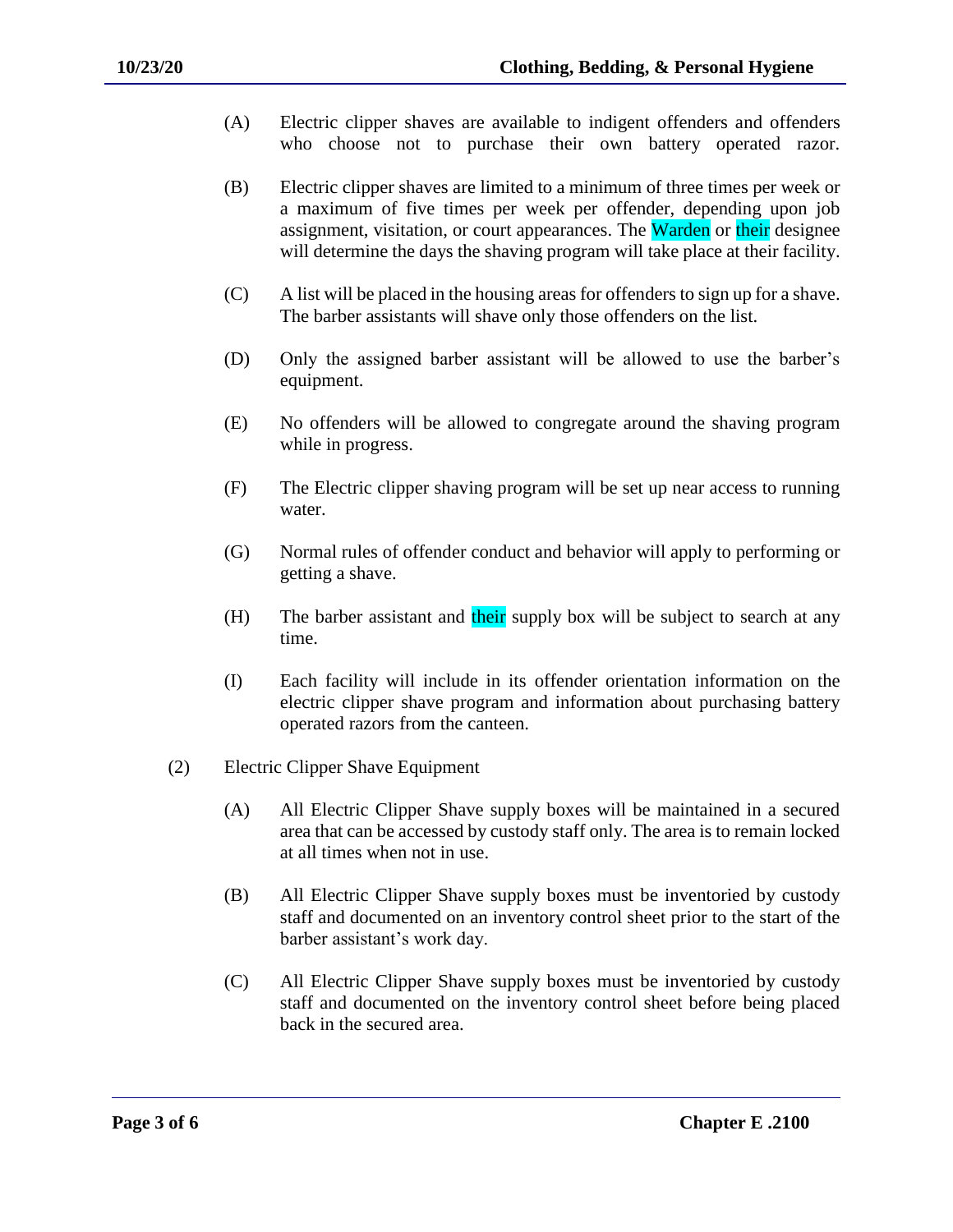(A) Electric clipper shaves are available to indigent offenders and offenders who choose not to purchase their own battery operated razor.

(B) Electric clipper shaves are limited to a minimum of three times per week or a maximum of five times per week per offender, depending upon job assignment, visitation, or court appearances. The Warden or their designee will determine the days the shaving program will take place at their facility.

(C) A list will be placed in the housing areas for offenders to sign up for a shave. The barber assistants will shave only those offenders on the list.

(D) Only the assigned barber assistant will be allowed to use the barber's equipment.

(E) No offenders will be allowed to congregate around the shaving program while in progress.

(F) The Electric clipper shaving program will be set up near access to running water.

(G) Normal rules of offender conduct and behavior will apply to performing or getting a shave.

(H) The barber assistant and their supply box will be subject to search at any time.

(I) Each facility will include in its offender orientation information on the electric clipper shave program and information about purchasing battery operated razors from the canteen.

(2) Electric Clipper Shave Equipment

(A) All Electric Clipper Shave supply boxes will be maintained in a secured area that can be accessed by custody staff only. The area is to remain locked at all times when not in use.

(B) All Electric Clipper Shave supply boxes must be inventoried by custody staff and documented on an inventory control sheet prior to the start of the barber assistant's work day.

(C) All Electric Clipper Shave supply boxes must be inventoried by custody staff and documented on the inventory control sheet before being placed back in the secured area.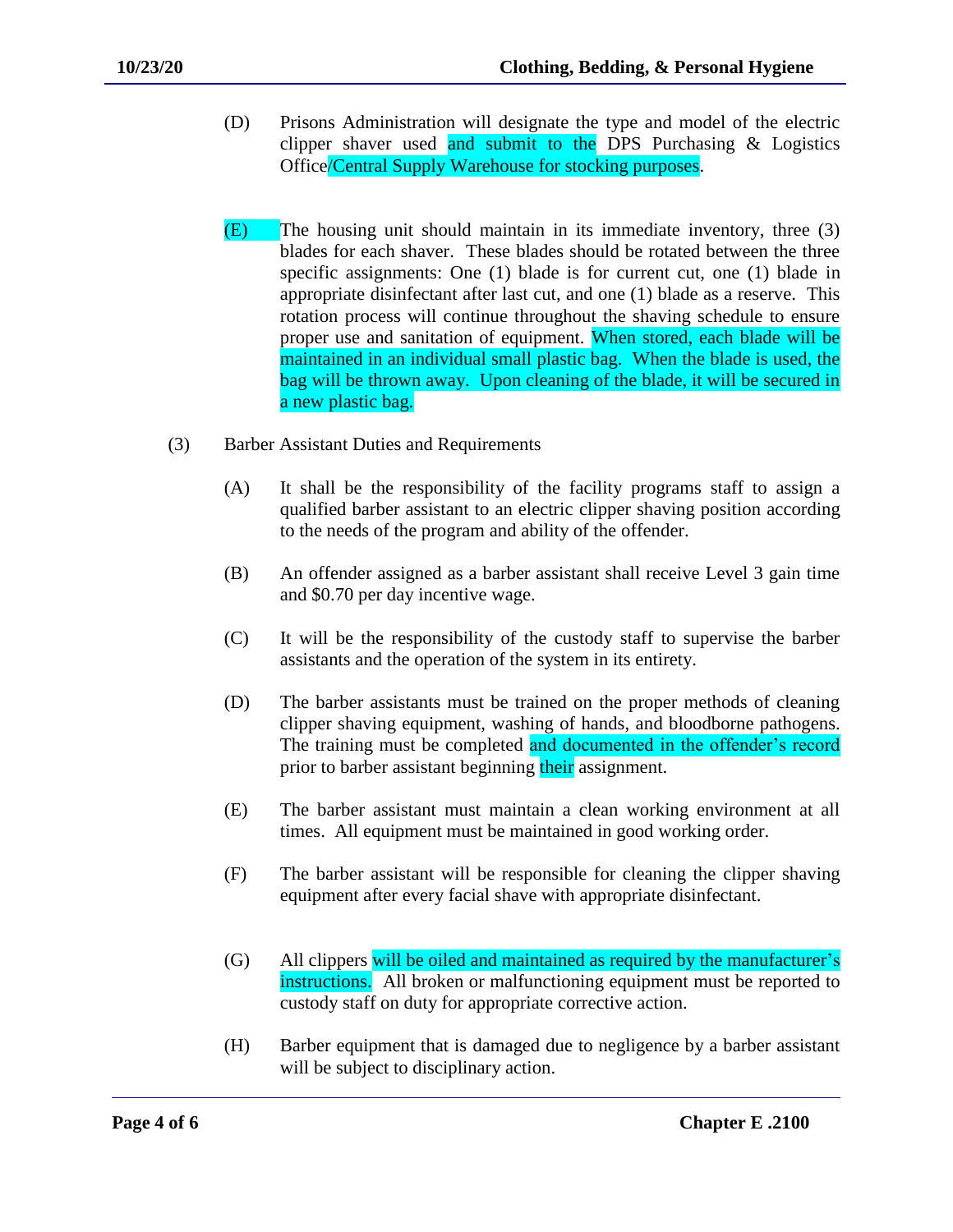(D) Prisons Administration will designate the type and model of the electric clipper shaver used and submit to the DPS Purchasing & Logistics Office/Central Supply Warehouse for stocking purposes.

(E) The housing unit should maintain in its immediate inventory, three (3) blades for each shaver. These blades should be rotated between the three specific assignments: One (1) blade is for current cut, one (1) blade in appropriate disinfectant after last cut, and one (1) blade as a reserve. This rotation process will continue throughout the shaving schedule to ensure proper use and sanitation of equipment. When stored, each blade will be maintained in an individual small plastic bag. When the blade is used, the bag will be thrown away. Upon cleaning of the blade, it will be secured in a new plastic bag.

(3) Barber Assistant Duties and Requirements

(A) It shall be the responsibility of the facility programs staff to assign a qualified barber assistant to an electric clipper shaving position according to the needs of the program and ability of the offender.

(B) An offender assigned as a barber assistant shall receive Level 3 gain time and $0.70 per day incentive wage.

(C) It will be the responsibility of the custody staff to supervise the barber assistants and the operation of the system in its entirety.

(D) The barber assistants must be trained on the proper methods of cleaning clipper shaving equipment, washing of hands, and bloodborne pathogens. The training must be completed and documented in the offender's record prior to barber assistant beginning their assignment.

(E) The barber assistant must maintain a clean working environment at all times. All equipment must be maintained in good working order.

(F) The barber assistant will be responsible for cleaning the clipper shaving equipment after every facial shave with appropriate disinfectant.

(G) All clippers will be oiled and maintained as required by the manufacturer's instructions. All broken or malfunctioning equipment must be reported to custody staff on duty for appropriate corrective action.

(H) Barber equipment that is damaged due to negligence by a barber assistant will be subject to disciplinary action.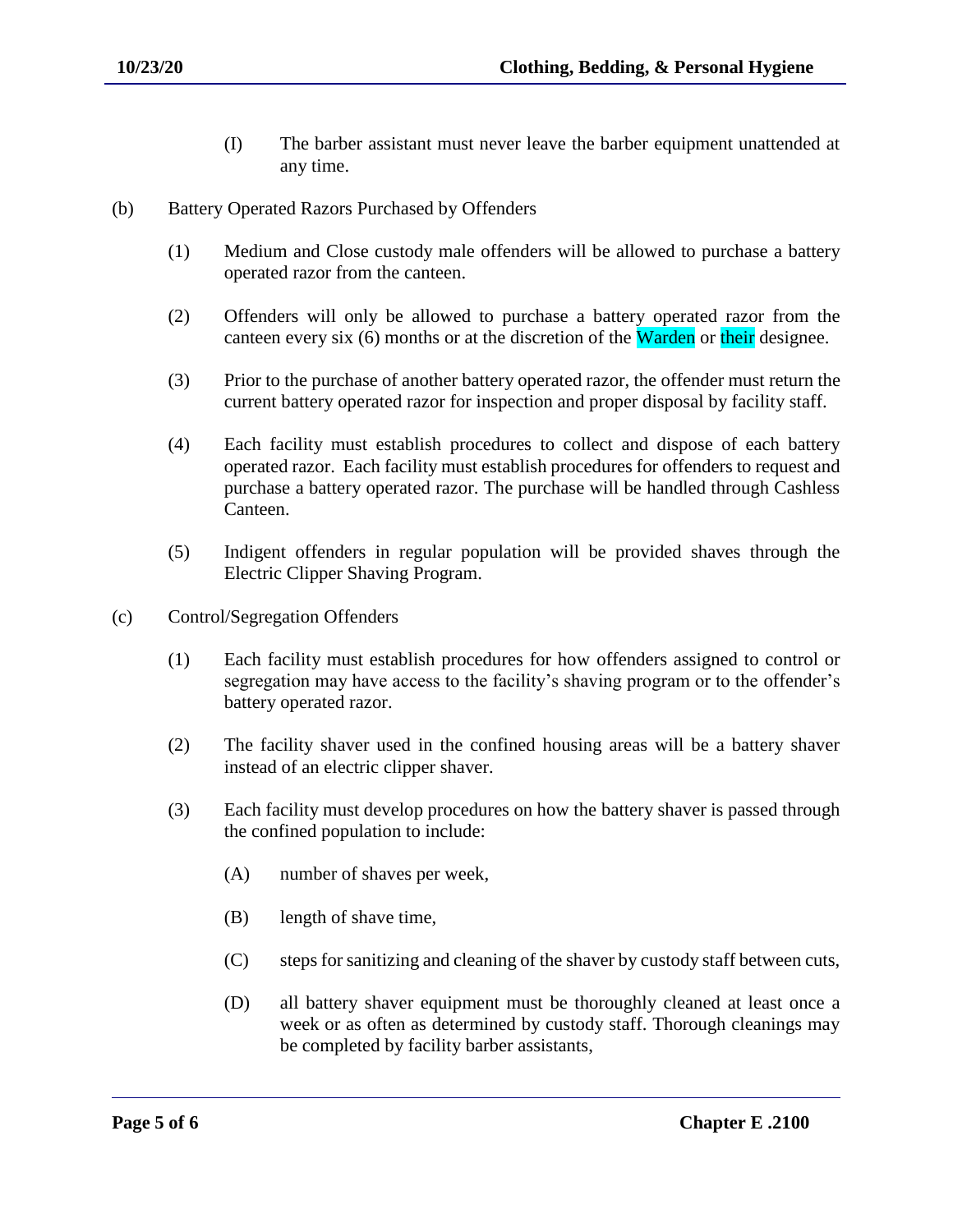(I) The barber assistant must never leave the barber equipment unattended at any time.

(b) Battery Operated Razors Purchased by Offenders

(1) Medium and Close custody male offenders will be allowed to purchase a battery operated razor from the canteen.

(2) Offenders will only be allowed to purchase a battery operated razor from the canteen every six (6) months or at the discretion of the Warden or their designee.

(3) Prior to the purchase of another battery operated razor, the offender must return the current battery operated razor for inspection and proper disposal by facility staff.

(4) Each facility must establish procedures to collect and dispose of each battery operated razor. Each facility must establish procedures for offenders to request and purchase a battery operated razor. The purchase will be handled through Cashless Canteen.

(5) Indigent offenders in regular population will be provided shaves through the Electric Clipper Shaving Program.

(c) Control/Segregation Offenders

(1) Each facility must establish procedures for how offenders assigned to control or segregation may have access to the facility's shaving program or to the offender's battery operated razor.

(2) The facility shaver used in the confined housing areas will be a battery shaver instead of an electric clipper shaver.

(3) Each facility must develop procedures on how the battery shaver is passed through the confined population to include:

(A) number of shaves per week,

(B) length of shave time,

(C) steps for sanitizing and cleaning of the shaver by custody staff between cuts,

(D) all battery shaver equipment must be thoroughly cleaned at least once a week or as often as determined by custody staff. Thorough cleanings may be completed by facility barber assistants,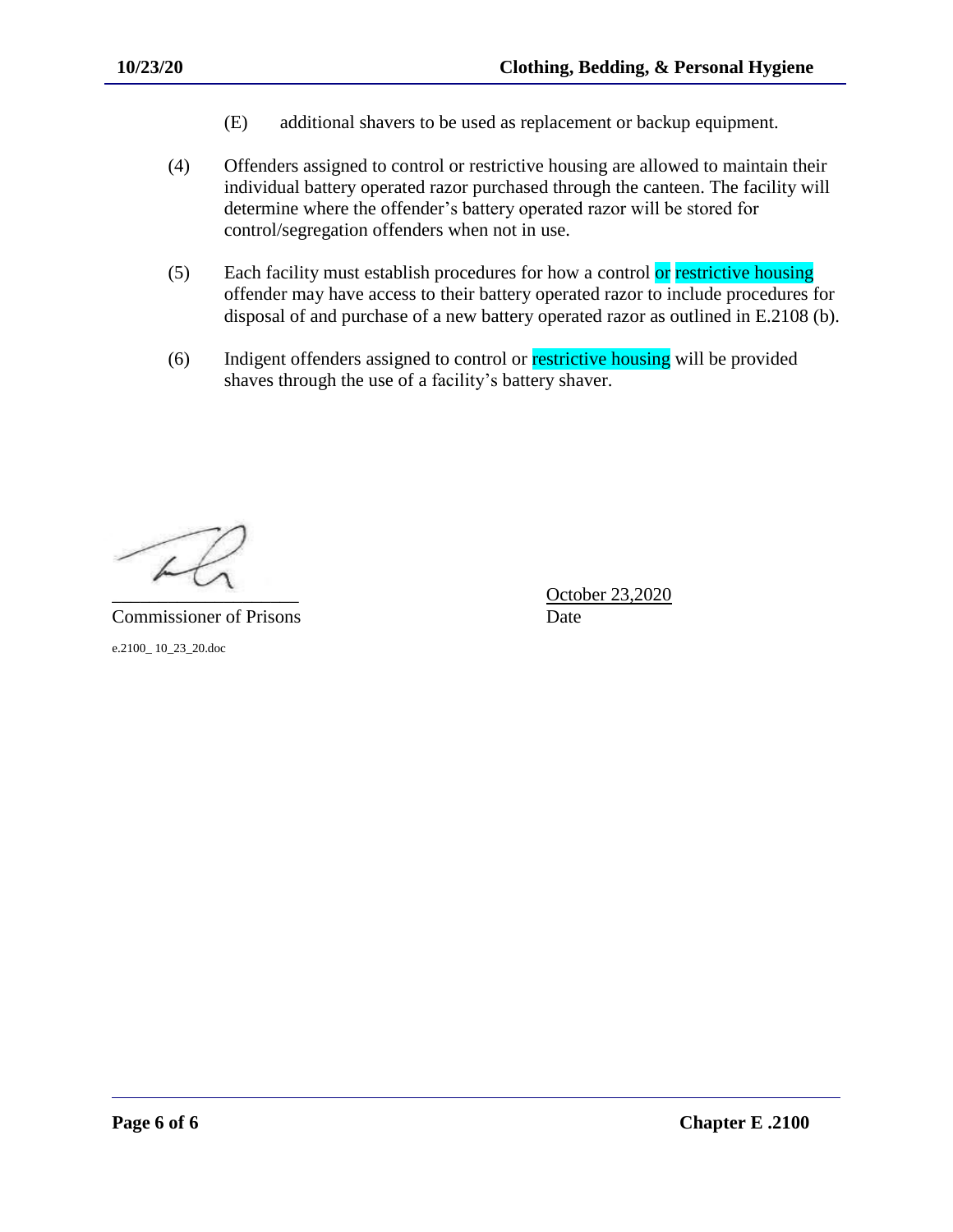(E) additional shavers to be used as replacement or backup equipment.

(4) Offenders assigned to control or restrictive housing are allowed to maintain their individual battery operated razor purchased through the canteen. The facility will determine where the offender's battery operated razor will be stored for control/segregation offenders when not in use.

(5) Each facility must establish procedures for how a control or restrictive housing offender may have access to their battery operated razor to include procedures for disposal of and purchase of a new battery operated razor as outlined in E.2108 (b).

(6) Indigent offenders assigned to control or restrictive housing will be provided shaves through the use of a facility's battery shaver.

Commissioner of Prisons

October 23,2020
Date

e.2100_ 10_23_20.doc